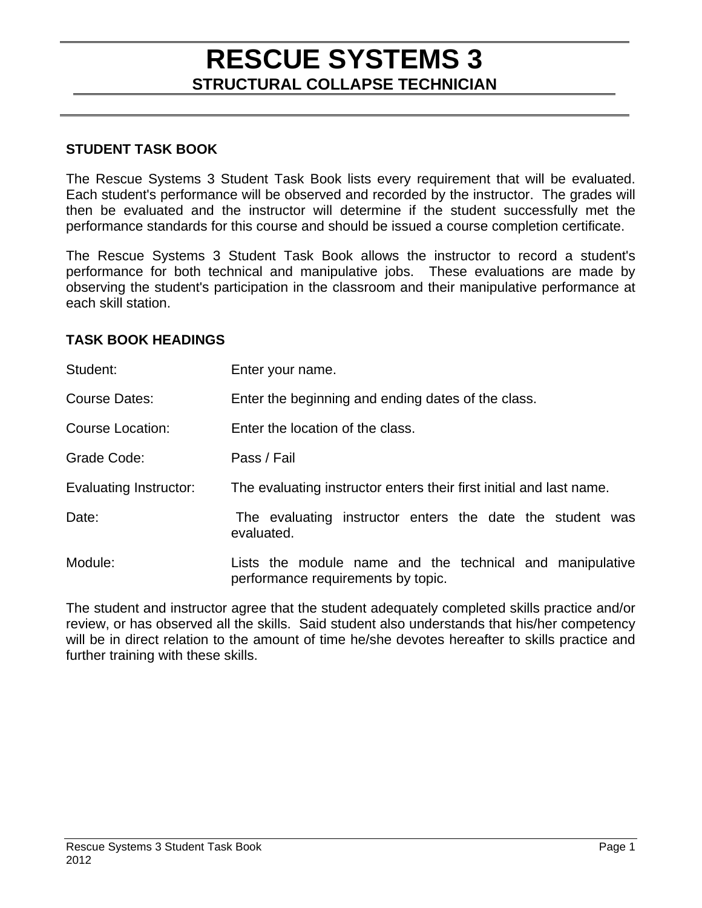# RESCUE SYSTEMS 3

## STRUCTURAL COLLAPSE TECHNICIAN

### STUDENT TASK BOOK

The Rescue Systems 3 Student Task Book lists every requirement that will be evaluated. Each student's performance will be observed and recorded by the instructor. The grades will then be evaluated and the instructor will determine if the student successfully met the performance standards for this course and should be issued a course completion certificate.

The Rescue Systems 3 Student Task Book allows the instructor to record a student's performance for both technical and manipulative jobs. These evaluations are made by observing the student's participation in the classroom and their manipulative performance at each skill station.

### TASK BOOK HEADINGS

| | |
|---|---|
| Student: | Enter your name. |
| Course Dates: | Enter the beginning and ending dates of the class. |
| Course Location: | Enter the location of the class. |
| Grade Code: | Pass / Fail |
| Evaluating Instructor: | The evaluating instructor enters their first initial and last name. |
| Date: | The evaluating instructor enters the date the student was evaluated. |
| Module: | Lists the module name and the technical and manipulative performance requirements by topic. |

The student and instructor agree that the student adequately completed skills practice and/or review, or has observed all the skills. Said student also understands that his/her competency will be in direct relation to the amount of time he/she devotes hereafter to skills practice and further training with these skills.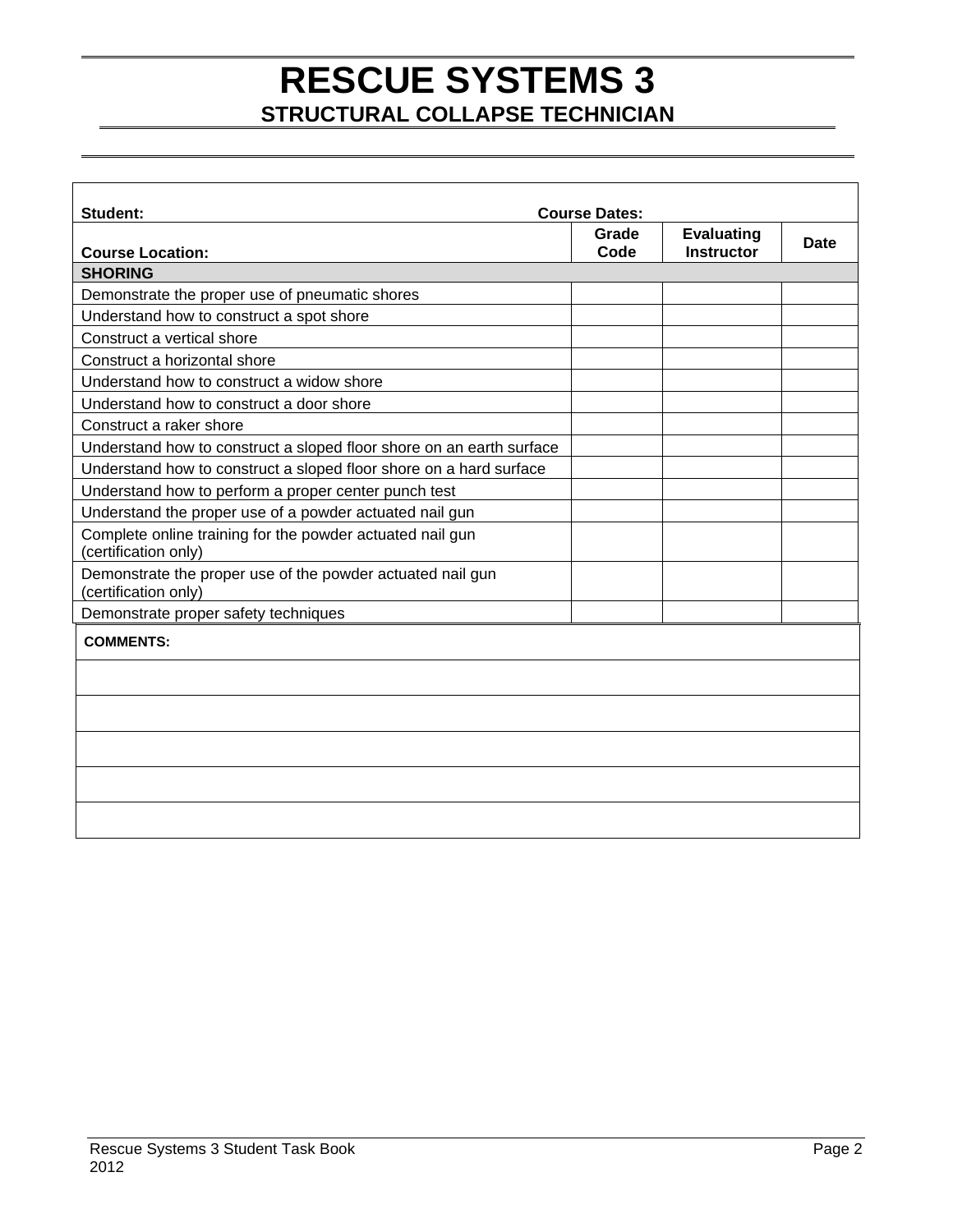# RESCUE SYSTEMS 3

## STRUCTURAL COLLAPSE TECHNICIAN

| Student: Course Dates: | | | |
|---|---|---|---|
| **Course Location:** | **Grade Code** | **Evaluating Instructor** | **Date** |
| **SHORING** | | | |
| Demonstrate the proper use of pneumatic shores | | | |
| Understand how to construct a spot shore | | | |
| Construct a vertical shore | | | |
| Construct a horizontal shore | | | |
| Understand how to construct a widow shore | | | |
| Understand how to construct a door shore | | | |
| Construct a raker shore | | | |
| Understand how to construct a sloped floor shore on an earth surface | | | |
| Understand how to construct a sloped floor shore on a hard surface | | | |
| Understand how to perform a proper center punch test | | | |
| Understand the proper use of a powder actuated nail gun | | | |
| Complete online training for the powder actuated nail gun (certification only) | | | |
| Demonstrate the proper use of the powder actuated nail gun (certification only) | | | |
| Demonstrate proper safety techniques | | | |

| COMMENTS: |
|---|
| |
| |
| |
| |
| |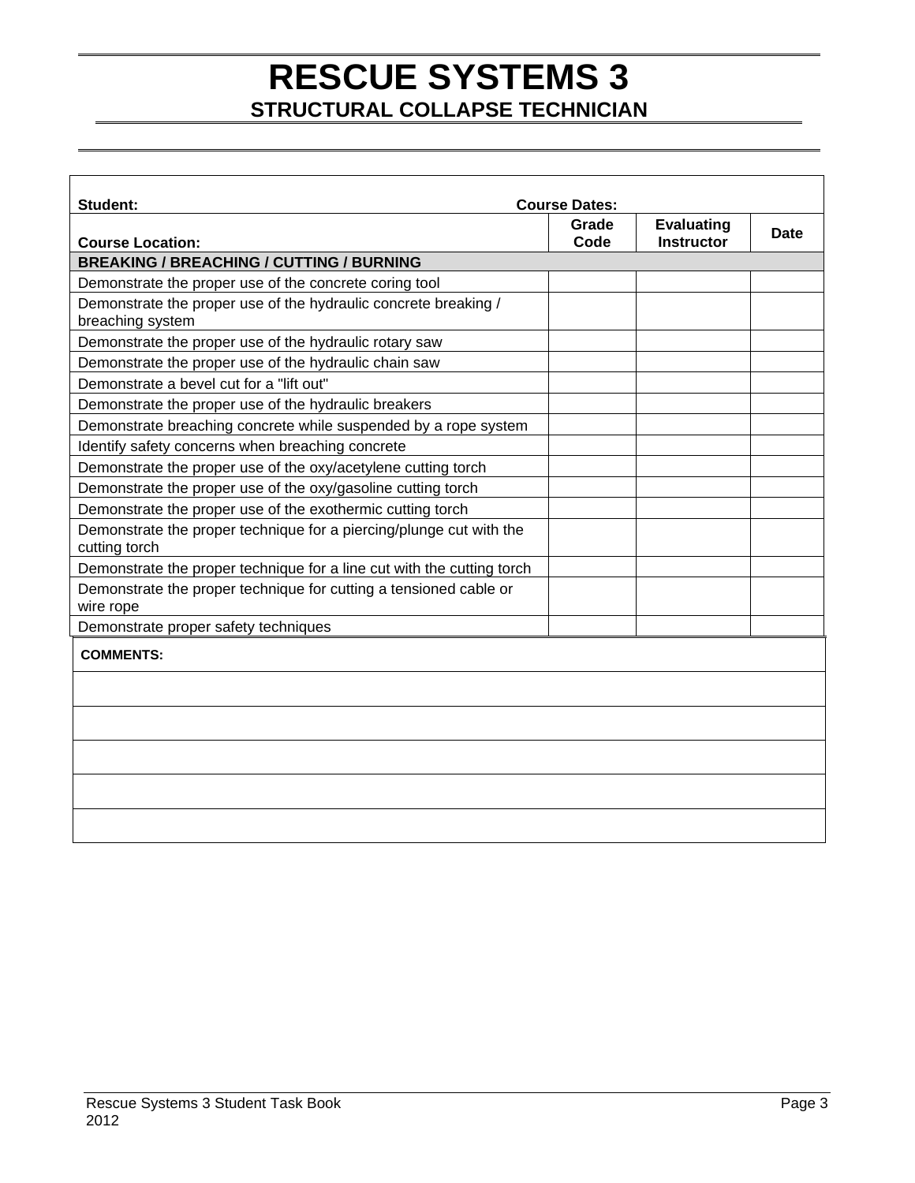# RESCUE SYSTEMS 3

## STRUCTURAL COLLAPSE TECHNICIAN

| **Student:** **Course Dates:** | | | |
|---|---|---|---|
| **Course Location:** | **Grade Code** | **Evaluating Instructor** | **Date** |
| **BREAKING / BREACHING / CUTTING / BURNING** | | | |
| Demonstrate the proper use of the concrete coring tool | | | |
| Demonstrate the proper use of the hydraulic concrete breaking / breaching system | | | |
| Demonstrate the proper use of the hydraulic rotary saw | | | |
| Demonstrate the proper use of the hydraulic chain saw | | | |
| Demonstrate a bevel cut for a "lift out" | | | |
| Demonstrate the proper use of the hydraulic breakers | | | |
| Demonstrate breaching concrete while suspended by a rope system | | | |
| Identify safety concerns when breaching concrete | | | |
| Demonstrate the proper use of the oxy/acetylene cutting torch | | | |
| Demonstrate the proper use of the oxy/gasoline cutting torch | | | |
| Demonstrate the proper use of the exothermic cutting torch | | | |
| Demonstrate the proper technique for a piercing/plunge cut with the cutting torch | | | |
| Demonstrate the proper technique for a line cut with the cutting torch | | | |
| Demonstrate the proper technique for cutting a tensioned cable or wire rope | | | |
| Demonstrate proper safety techniques | | | |

| **COMMENTS:** |
|---|
| |
| |
| |
| |
| |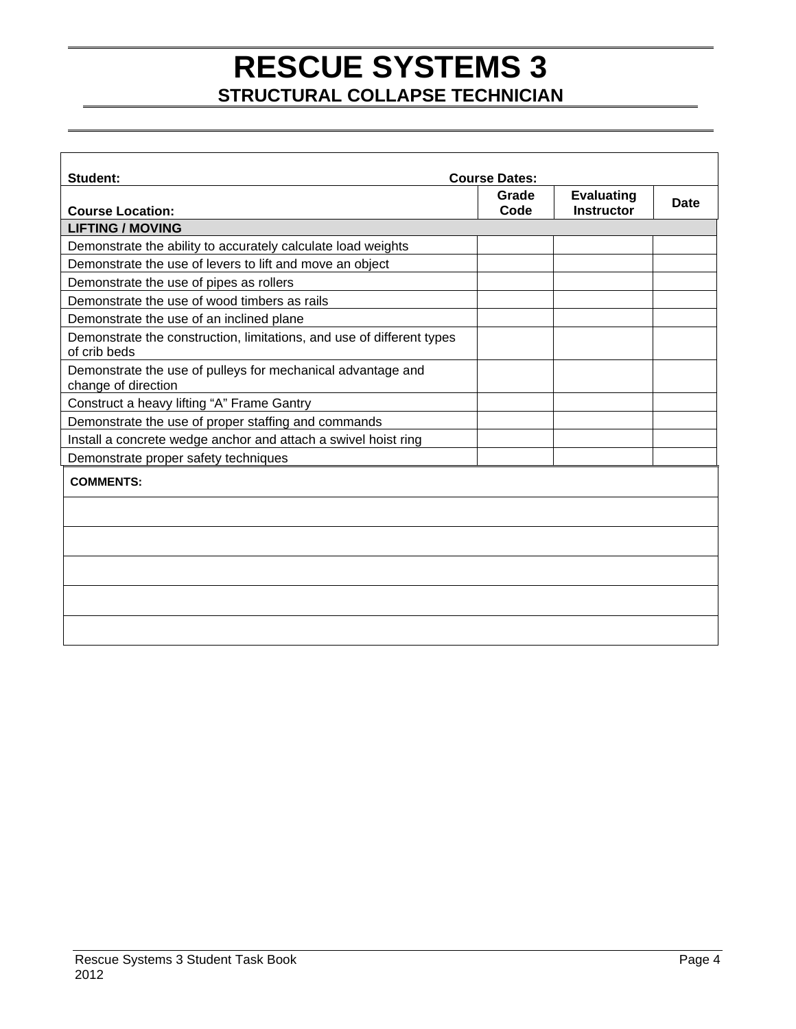# RESCUE SYSTEMS 3

## STRUCTURAL COLLAPSE TECHNICIAN

| Student: Course Dates: | | | |
|---|---|---|---|
| **Course Location:** | **Grade Code** | **Evaluating Instructor** | **Date** |
| **LIFTING / MOVING** | | | |
| Demonstrate the ability to accurately calculate load weights | | | |
| Demonstrate the use of levers to lift and move an object | | | |
| Demonstrate the use of pipes as rollers | | | |
| Demonstrate the use of wood timbers as rails | | | |
| Demonstrate the use of an inclined plane | | | |
| Demonstrate the construction, limitations, and use of different types of crib beds | | | |
| Demonstrate the use of pulleys for mechanical advantage and change of direction | | | |
| Construct a heavy lifting "A" Frame Gantry | | | |
| Demonstrate the use of proper staffing and commands | | | |
| Install a concrete wedge anchor and attach a swivel hoist ring | | | |
| Demonstrate proper safety techniques | | | |

| COMMENTS: |
|---|
| |
| |
| |
| |
| |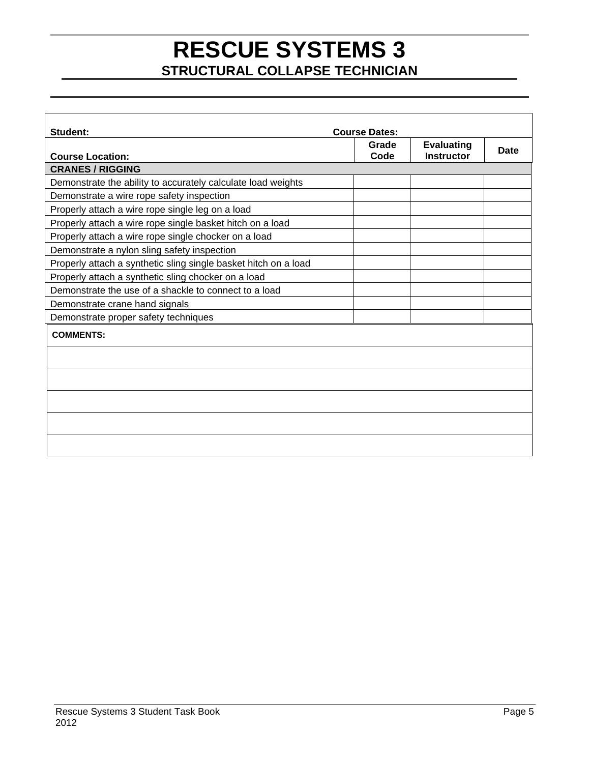# RESCUE SYSTEMS 3

## STRUCTURAL COLLAPSE TECHNICIAN

| **Student:** **Course Dates:** | | | |
|---|---|---|---|
| **Course Location:** | **Grade Code** | **Evaluating Instructor** | **Date** |
| **CRANES / RIGGING** | | | |
| Demonstrate the ability to accurately calculate load weights | | | |
| Demonstrate a wire rope safety inspection | | | |
| Properly attach a wire rope single leg on a load | | | |
| Properly attach a wire rope single basket hitch on a load | | | |
| Properly attach a wire rope single chocker on a load | | | |
| Demonstrate a nylon sling safety inspection | | | |
| Properly attach a synthetic sling single basket hitch on a load | | | |
| Properly attach a synthetic sling chocker on a load | | | |
| Demonstrate the use of a shackle to connect to a load | | | |
| Demonstrate crane hand signals | | | |
| Demonstrate proper safety techniques | | | |

| **COMMENTS:** |
|---|
| |
| |
| |
| |
| |